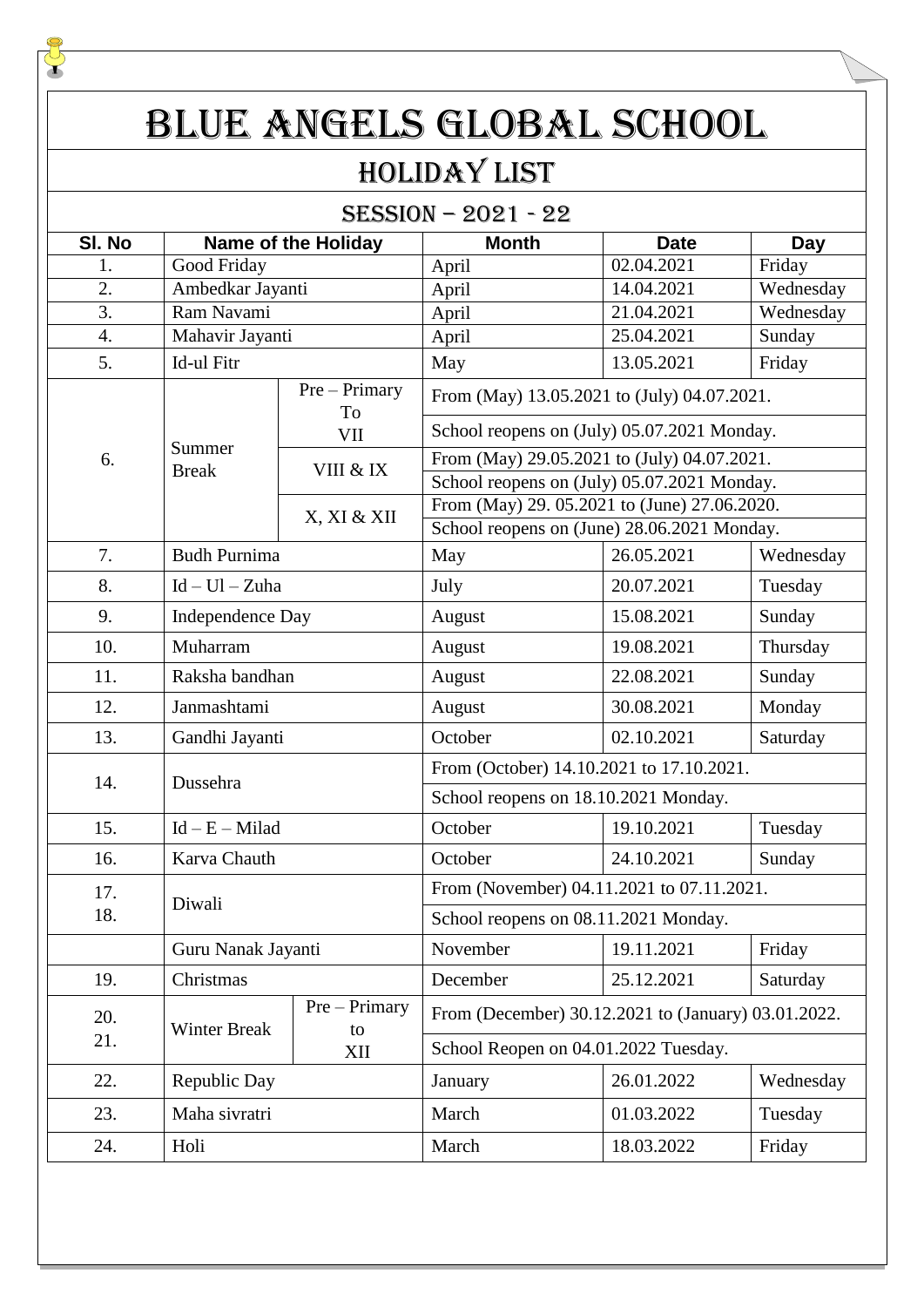# BLUE ANGELS GLOBAL SCHOOL

## HOLIDAY LIST

### SESSION – 2021 - 22

| Sl. No | Name of the Holiday | | Month | Date | Day |
|---|---|---|---|---|---|
| 1. | Good Friday | | April | 02.04.2021 | Friday |
| 2. | Ambedkar Jayanti | | April | 14.04.2021 | Wednesday |
| 3. | Ram Navami | | April | 21.04.2021 | Wednesday |
| 4. | Mahavir Jayanti | | April | 25.04.2021 | Sunday |
| 5. | Id-ul Fitr | | May | 13.05.2021 | Friday |
| 6. | Summer Break | Pre – Primary To VII | From (May) 13.05.2021 to (July) 04.07.2021. | | |
| | | | School reopens on (July) 05.07.2021 Monday. | | |
| | | VIII & IX | From (May) 29.05.2021 to (July) 04.07.2021. | | |
| | | | School reopens on (July) 05.07.2021 Monday. | | |
| | | X, XI & XII | From (May) 29. 05.2021 to (June) 27.06.2020. | | |
| | | | School reopens on (June) 28.06.2021 Monday. | | |
| 7. | Budh Purnima | | May | 26.05.2021 | Wednesday |
| 8. | Id – Ul – Zuha | | July | 20.07.2021 | Tuesday |
| 9. | Independence Day | | August | 15.08.2021 | Sunday |
| 10. | Muharram | | August | 19.08.2021 | Thursday |
| 11. | Raksha bandhan | | August | 22.08.2021 | Sunday |
| 12. | Janmashtami | | August | 30.08.2021 | Monday |
| 13. | Gandhi Jayanti | | October | 02.10.2021 | Saturday |
| 14. | Dussehra | | From (October) 14.10.2021 to 17.10.2021. | | |
| | | | School reopens on 18.10.2021 Monday. | | |
| 15. | Id – E – Milad | | October | 19.10.2021 | Tuesday |
| 16. | Karva Chauth | | October | 24.10.2021 | Sunday |
| 17. 18. | Diwali | | From (November) 04.11.2021 to 07.11.2021. | | |
| | | | School reopens on 08.11.2021 Monday. | | |
| | Guru Nanak Jayanti | | November | 19.11.2021 | Friday |
| 19. | Christmas | | December | 25.12.2021 | Saturday |
| 20. 21. | Winter Break | Pre – Primary to XII | From (December) 30.12.2021 to (January) 03.01.2022. | | |
| | | | School Reopen on 04.01.2022 Tuesday. | | |
| 22. | Republic Day | | January | 26.01.2022 | Wednesday |
| 23. | Maha sivratri | | March | 01.03.2022 | Tuesday |
| 24. | Holi | | March | 18.03.2022 | Friday |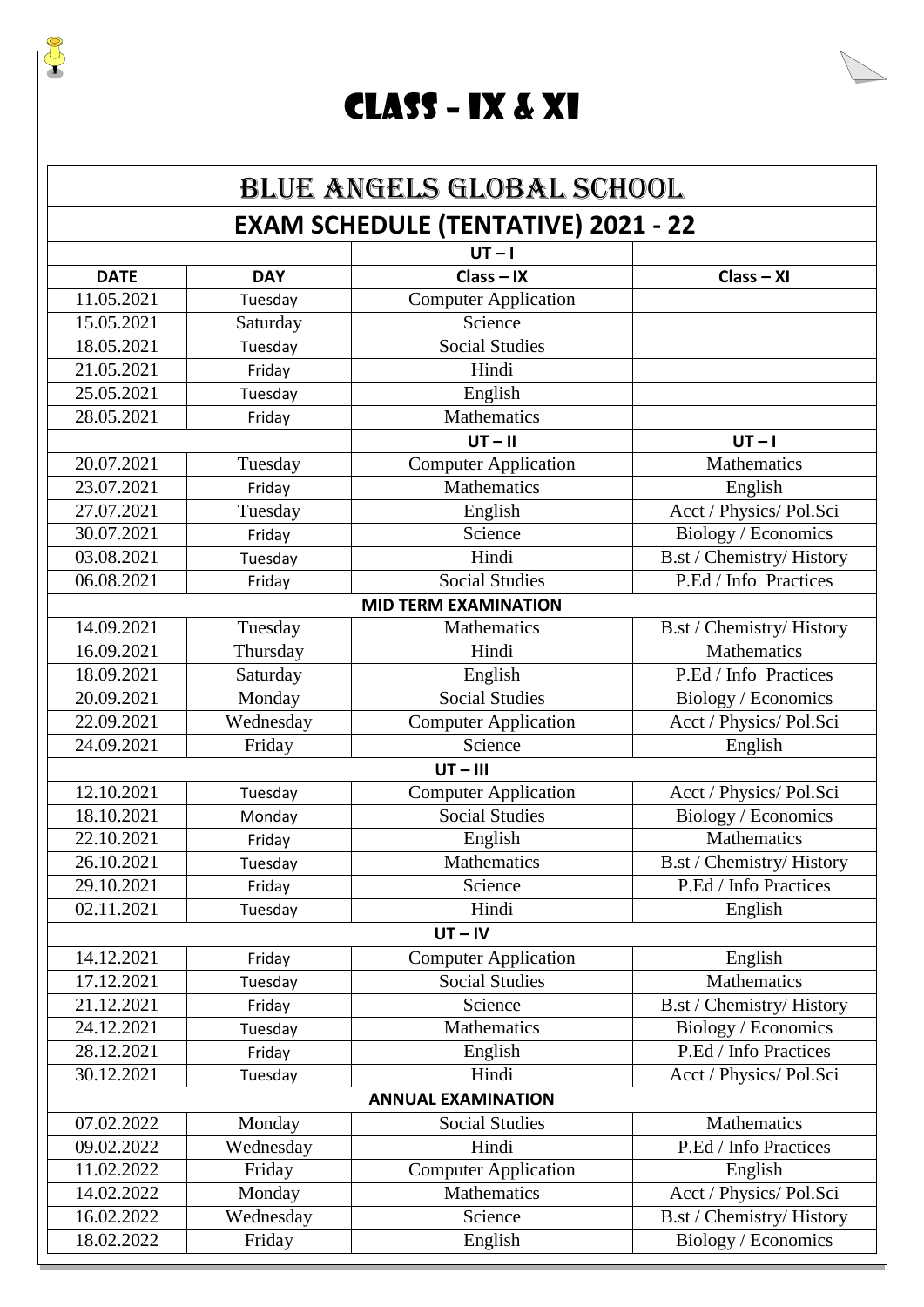# CLASS – IX & XI

## BLUE ANGELS GLOBAL SCHOOL

## EXAM SCHEDULE (TENTATIVE) 2021 - 22

| | | **UT – I** | |
|---|---|---|---|
| **DATE** | **DAY** | **Class – IX** | **Class – XI** |
| 11.05.2021 | Tuesday | Computer Application | |
| 15.05.2021 | Saturday | Science | |
| 18.05.2021 | Tuesday | Social Studies | |
| 21.05.2021 | Friday | Hindi | |
| 25.05.2021 | Tuesday | English | |
| 28.05.2021 | Friday | Mathematics | |
| | | **UT – II** | **UT – I** |
| 20.07.2021 | Tuesday | Computer Application | Mathematics |
| 23.07.2021 | Friday | Mathematics | English |
| 27.07.2021 | Tuesday | English | Acct / Physics/ Pol.Sci |
| 30.07.2021 | Friday | Science | Biology / Economics |
| 03.08.2021 | Tuesday | Hindi | B.st / Chemistry/ History |
| 06.08.2021 | Friday | Social Studies | P.Ed / Info Practices |
| **MID TERM EXAMINATION** | | | |
| 14.09.2021 | Tuesday | Mathematics | B.st / Chemistry/ History |
| 16.09.2021 | Thursday | Hindi | Mathematics |
| 18.09.2021 | Saturday | English | P.Ed / Info Practices |
| 20.09.2021 | Monday | Social Studies | Biology / Economics |
| 22.09.2021 | Wednesday | Computer Application | Acct / Physics/ Pol.Sci |
| 24.09.2021 | Friday | Science | English |
| **UT – III** | | | |
| 12.10.2021 | Tuesday | Computer Application | Acct / Physics/ Pol.Sci |
| 18.10.2021 | Monday | Social Studies | Biology / Economics |
| 22.10.2021 | Friday | English | Mathematics |
| 26.10.2021 | Tuesday | Mathematics | B.st / Chemistry/ History |
| 29.10.2021 | Friday | Science | P.Ed / Info Practices |
| 02.11.2021 | Tuesday | Hindi | English |
| **UT – IV** | | | |
| 14.12.2021 | Friday | Computer Application | English |
| 17.12.2021 | Tuesday | Social Studies | Mathematics |
| 21.12.2021 | Friday | Science | B.st / Chemistry/ History |
| 24.12.2021 | Tuesday | Mathematics | Biology / Economics |
| 28.12.2021 | Friday | English | P.Ed / Info Practices |
| 30.12.2021 | Tuesday | Hindi | Acct / Physics/ Pol.Sci |
| **ANNUAL EXAMINATION** | | | |
| 07.02.2022 | Monday | Social Studies | Mathematics |
| 09.02.2022 | Wednesday | Hindi | P.Ed / Info Practices |
| 11.02.2022 | Friday | Computer Application | English |
| 14.02.2022 | Monday | Mathematics | Acct / Physics/ Pol.Sci |
| 16.02.2022 | Wednesday | Science | B.st / Chemistry/ History |
| 18.02.2022 | Friday | English | Biology / Economics |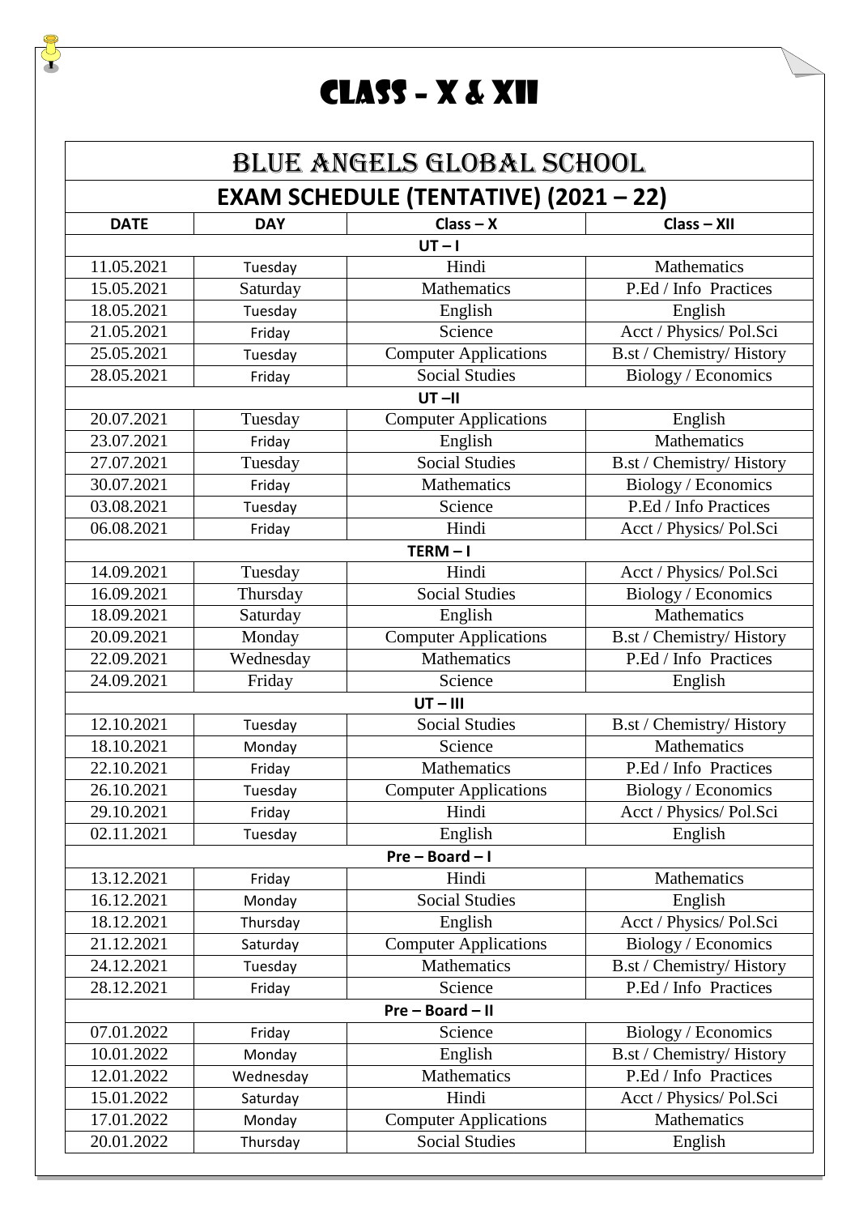# CLASS – X & XII

| BLUE ANGELS GLOBAL SCHOOL | | | |
|---|---|---|---|
| **EXAM SCHEDULE (TENTATIVE) (2021 – 22)** | | | |
| **DATE** | **DAY** | **Class – X** | **Class – XII** |
| **UT – I** | | | |
| 11.05.2021 | Tuesday | Hindi | Mathematics |
| 15.05.2021 | Saturday | Mathematics | P.Ed / Info Practices |
| 18.05.2021 | Tuesday | English | English |
| 21.05.2021 | Friday | Science | Acct / Physics/ Pol.Sci |
| 25.05.2021 | Tuesday | Computer Applications | B.st / Chemistry/ History |
| 28.05.2021 | Friday | Social Studies | Biology / Economics |
| **UT –II** | | | |
| 20.07.2021 | Tuesday | Computer Applications | English |
| 23.07.2021 | Friday | English | Mathematics |
| 27.07.2021 | Tuesday | Social Studies | B.st / Chemistry/ History |
| 30.07.2021 | Friday | Mathematics | Biology / Economics |
| 03.08.2021 | Tuesday | Science | P.Ed / Info Practices |
| 06.08.2021 | Friday | Hindi | Acct / Physics/ Pol.Sci |
| **TERM – I** | | | |
| 14.09.2021 | Tuesday | Hindi | Acct / Physics/ Pol.Sci |
| 16.09.2021 | Thursday | Social Studies | Biology / Economics |
| 18.09.2021 | Saturday | English | Mathematics |
| 20.09.2021 | Monday | Computer Applications | B.st / Chemistry/ History |
| 22.09.2021 | Wednesday | Mathematics | P.Ed / Info Practices |
| 24.09.2021 | Friday | Science | English |
| **UT – III** | | | |
| 12.10.2021 | Tuesday | Social Studies | B.st / Chemistry/ History |
| 18.10.2021 | Monday | Science | Mathematics |
| 22.10.2021 | Friday | Mathematics | P.Ed / Info Practices |
| 26.10.2021 | Tuesday | Computer Applications | Biology / Economics |
| 29.10.2021 | Friday | Hindi | Acct / Physics/ Pol.Sci |
| 02.11.2021 | Tuesday | English | English |
| **Pre – Board – I** | | | |
| 13.12.2021 | Friday | Hindi | Mathematics |
| 16.12.2021 | Monday | Social Studies | English |
| 18.12.2021 | Thursday | English | Acct / Physics/ Pol.Sci |
| 21.12.2021 | Saturday | Computer Applications | Biology / Economics |
| 24.12.2021 | Tuesday | Mathematics | B.st / Chemistry/ History |
| 28.12.2021 | Friday | Science | P.Ed / Info Practices |
| **Pre – Board – II** | | | |
| 07.01.2022 | Friday | Science | Biology / Economics |
| 10.01.2022 | Monday | English | B.st / Chemistry/ History |
| 12.01.2022 | Wednesday | Mathematics | P.Ed / Info Practices |
| 15.01.2022 | Saturday | Hindi | Acct / Physics/ Pol.Sci |
| 17.01.2022 | Monday | Computer Applications | Mathematics |
| 20.01.2022 | Thursday | Social Studies | English |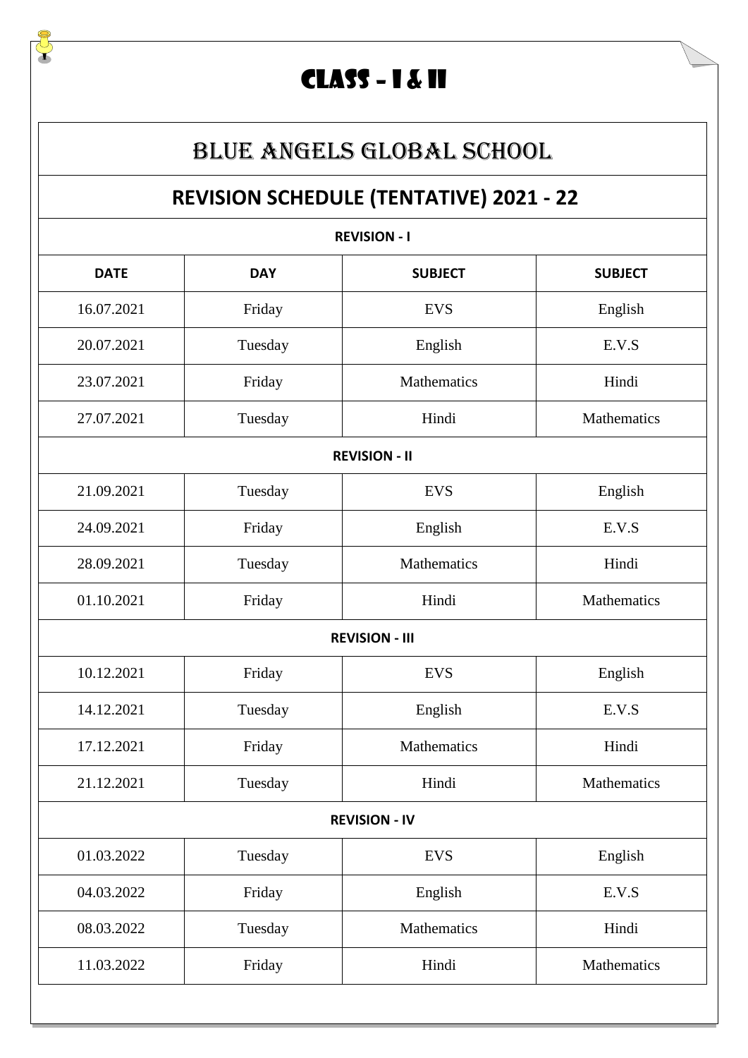# CLASS – I & II

## BLUE ANGELS GLOBAL SCHOOL

## REVISION SCHEDULE (TENTATIVE) 2021 - 22

| **REVISION - I** | | | |
|---|---|---|---|
| **DATE** | **DAY** | **SUBJECT** | **SUBJECT** |
| 16.07.2021 | Friday | EVS | English |
| 20.07.2021 | Tuesday | English | E.V.S |
| 23.07.2021 | Friday | Mathematics | Hindi |
| 27.07.2021 | Tuesday | Hindi | Mathematics |
| **REVISION - II** | | | |
| 21.09.2021 | Tuesday | EVS | English |
| 24.09.2021 | Friday | English | E.V.S |
| 28.09.2021 | Tuesday | Mathematics | Hindi |
| 01.10.2021 | Friday | Hindi | Mathematics |
| **REVISION - III** | | | |
| 10.12.2021 | Friday | EVS | English |
| 14.12.2021 | Tuesday | English | E.V.S |
| 17.12.2021 | Friday | Mathematics | Hindi |
| 21.12.2021 | Tuesday | Hindi | Mathematics |
| **REVISION - IV** | | | |
| 01.03.2022 | Tuesday | EVS | English |
| 04.03.2022 | Friday | English | E.V.S |
| 08.03.2022 | Tuesday | Mathematics | Hindi |
| 11.03.2022 | Friday | Hindi | Mathematics |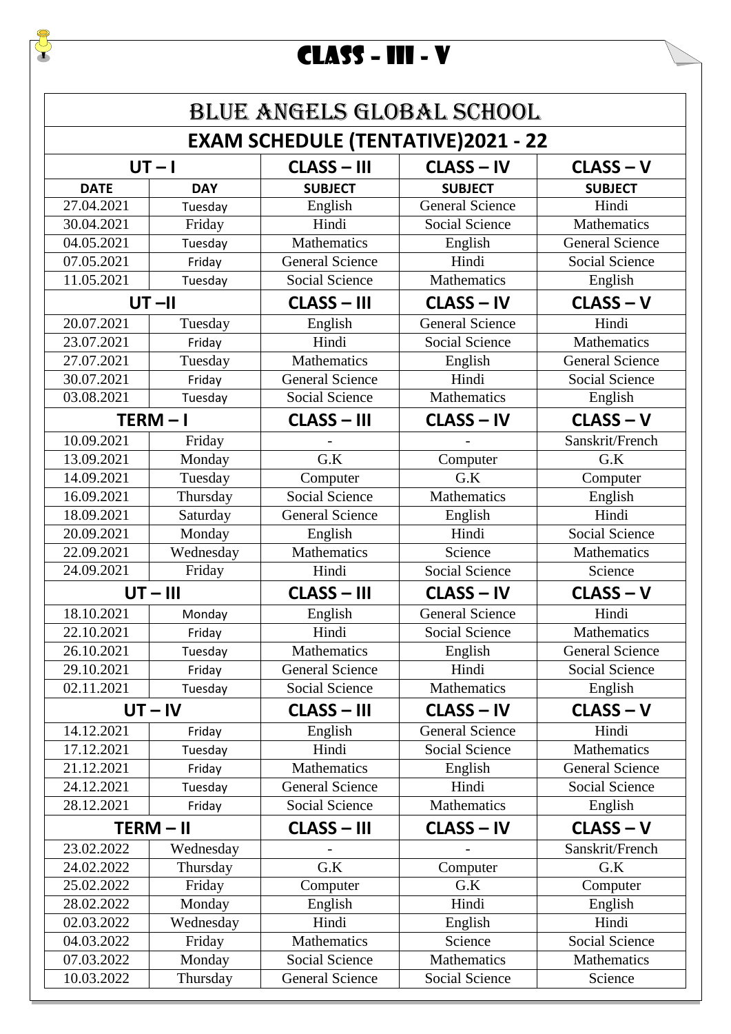# CLASS - III - V

## BLUE ANGELS GLOBAL SCHOOL

### EXAM SCHEDULE (TENTATIVE)2021 - 22

| UT – I | | CLASS – III | CLASS – IV | CLASS – V |
|---|---|---|---|---|
| **DATE** | **DAY** | **SUBJECT** | **SUBJECT** | **SUBJECT** |
| 27.04.2021 | Tuesday | English | General Science | Hindi |
| 30.04.2021 | Friday | Hindi | Social Science | Mathematics |
| 04.05.2021 | Tuesday | Mathematics | English | General Science |
| 07.05.2021 | Friday | General Science | Hindi | Social Science |
| 11.05.2021 | Tuesday | Social Science | Mathematics | English |
| **UT –II** | | **CLASS – III** | **CLASS – IV** | **CLASS – V** |
| 20.07.2021 | Tuesday | English | General Science | Hindi |
| 23.07.2021 | Friday | Hindi | Social Science | Mathematics |
| 27.07.2021 | Tuesday | Mathematics | English | General Science |
| 30.07.2021 | Friday | General Science | Hindi | Social Science |
| 03.08.2021 | Tuesday | Social Science | Mathematics | English |
| **TERM – I** | | **CLASS – III** | **CLASS – IV** | **CLASS – V** |
| 10.09.2021 | Friday | - | - | Sanskrit/French |
| 13.09.2021 | Monday | G.K | Computer | G.K |
| 14.09.2021 | Tuesday | Computer | G.K | Computer |
| 16.09.2021 | Thursday | Social Science | Mathematics | English |
| 18.09.2021 | Saturday | General Science | English | Hindi |
| 20.09.2021 | Monday | English | Hindi | Social Science |
| 22.09.2021 | Wednesday | Mathematics | Science | Mathematics |
| 24.09.2021 | Friday | Hindi | Social Science | Science |
| **UT – III** | | **CLASS – III** | **CLASS – IV** | **CLASS – V** |
| 18.10.2021 | Monday | English | General Science | Hindi |
| 22.10.2021 | Friday | Hindi | Social Science | Mathematics |
| 26.10.2021 | Tuesday | Mathematics | English | General Science |
| 29.10.2021 | Friday | General Science | Hindi | Social Science |
| 02.11.2021 | Tuesday | Social Science | Mathematics | English |
| **UT – IV** | | **CLASS – III** | **CLASS – IV** | **CLASS – V** |
| 14.12.2021 | Friday | English | General Science | Hindi |
| 17.12.2021 | Tuesday | Hindi | Social Science | Mathematics |
| 21.12.2021 | Friday | Mathematics | English | General Science |
| 24.12.2021 | Tuesday | General Science | Hindi | Social Science |
| 28.12.2021 | Friday | Social Science | Mathematics | English |
| **TERM – II** | | **CLASS – III** | **CLASS – IV** | **CLASS – V** |
| 23.02.2022 | Wednesday | - | - | Sanskrit/French |
| 24.02.2022 | Thursday | G.K | Computer | G.K |
| 25.02.2022 | Friday | Computer | G.K | Computer |
| 28.02.2022 | Monday | English | Hindi | English |
| 02.03.2022 | Wednesday | Hindi | English | Hindi |
| 04.03.2022 | Friday | Mathematics | Science | Social Science |
| 07.03.2022 | Monday | Social Science | Mathematics | Mathematics |
| 10.03.2022 | Thursday | General Science | Social Science | Science |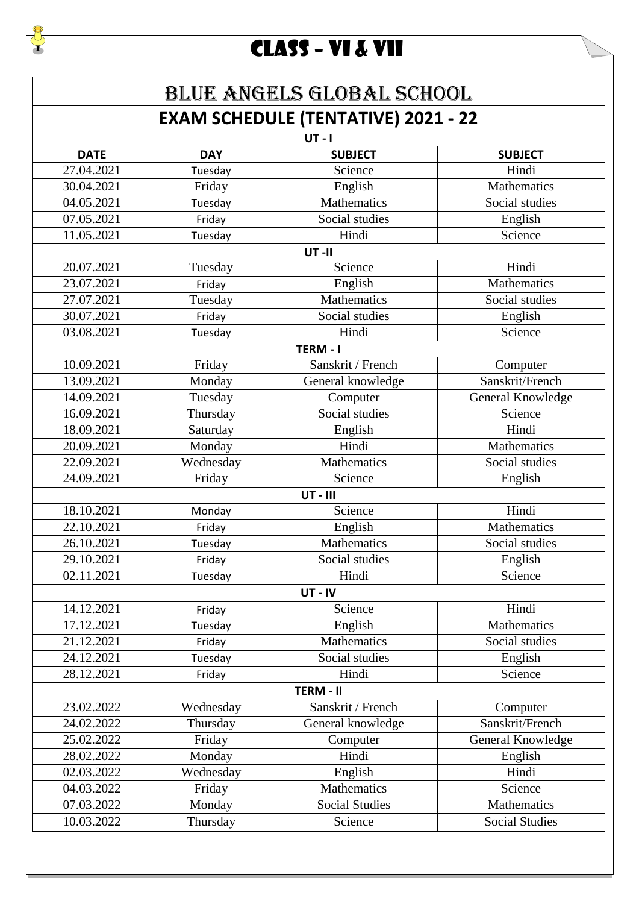# CLASS – VI & VII

## BLUE ANGELS GLOBAL SCHOOL

### EXAM SCHEDULE (TENTATIVE) 2021 - 22

| DATE | DAY | SUBJECT | SUBJECT |
|---|---|---|---|
| **UT - I** | | | |
| 27.04.2021 | Tuesday | Science | Hindi |
| 30.04.2021 | Friday | English | Mathematics |
| 04.05.2021 | Tuesday | Mathematics | Social studies |
| 07.05.2021 | Friday | Social studies | English |
| 11.05.2021 | Tuesday | Hindi | Science |
| **UT -II** | | | |
| 20.07.2021 | Tuesday | Science | Hindi |
| 23.07.2021 | Friday | English | Mathematics |
| 27.07.2021 | Tuesday | Mathematics | Social studies |
| 30.07.2021 | Friday | Social studies | English |
| 03.08.2021 | Tuesday | Hindi | Science |
| **TERM - I** | | | |
| 10.09.2021 | Friday | Sanskrit / French | Computer |
| 13.09.2021 | Monday | General knowledge | Sanskrit/French |
| 14.09.2021 | Tuesday | Computer | General Knowledge |
| 16.09.2021 | Thursday | Social studies | Science |
| 18.09.2021 | Saturday | English | Hindi |
| 20.09.2021 | Monday | Hindi | Mathematics |
| 22.09.2021 | Wednesday | Mathematics | Social studies |
| 24.09.2021 | Friday | Science | English |
| **UT - III** | | | |
| 18.10.2021 | Monday | Science | Hindi |
| 22.10.2021 | Friday | English | Mathematics |
| 26.10.2021 | Tuesday | Mathematics | Social studies |
| 29.10.2021 | Friday | Social studies | English |
| 02.11.2021 | Tuesday | Hindi | Science |
| **UT - IV** | | | |
| 14.12.2021 | Friday | Science | Hindi |
| 17.12.2021 | Tuesday | English | Mathematics |
| 21.12.2021 | Friday | Mathematics | Social studies |
| 24.12.2021 | Tuesday | Social studies | English |
| 28.12.2021 | Friday | Hindi | Science |
| **TERM - II** | | | |
| 23.02.2022 | Wednesday | Sanskrit / French | Computer |
| 24.02.2022 | Thursday | General knowledge | Sanskrit/French |
| 25.02.2022 | Friday | Computer | General Knowledge |
| 28.02.2022 | Monday | Hindi | English |
| 02.03.2022 | Wednesday | English | Hindi |
| 04.03.2022 | Friday | Mathematics | Science |
| 07.03.2022 | Monday | Social Studies | Mathematics |
| 10.03.2022 | Thursday | Science | Social Studies |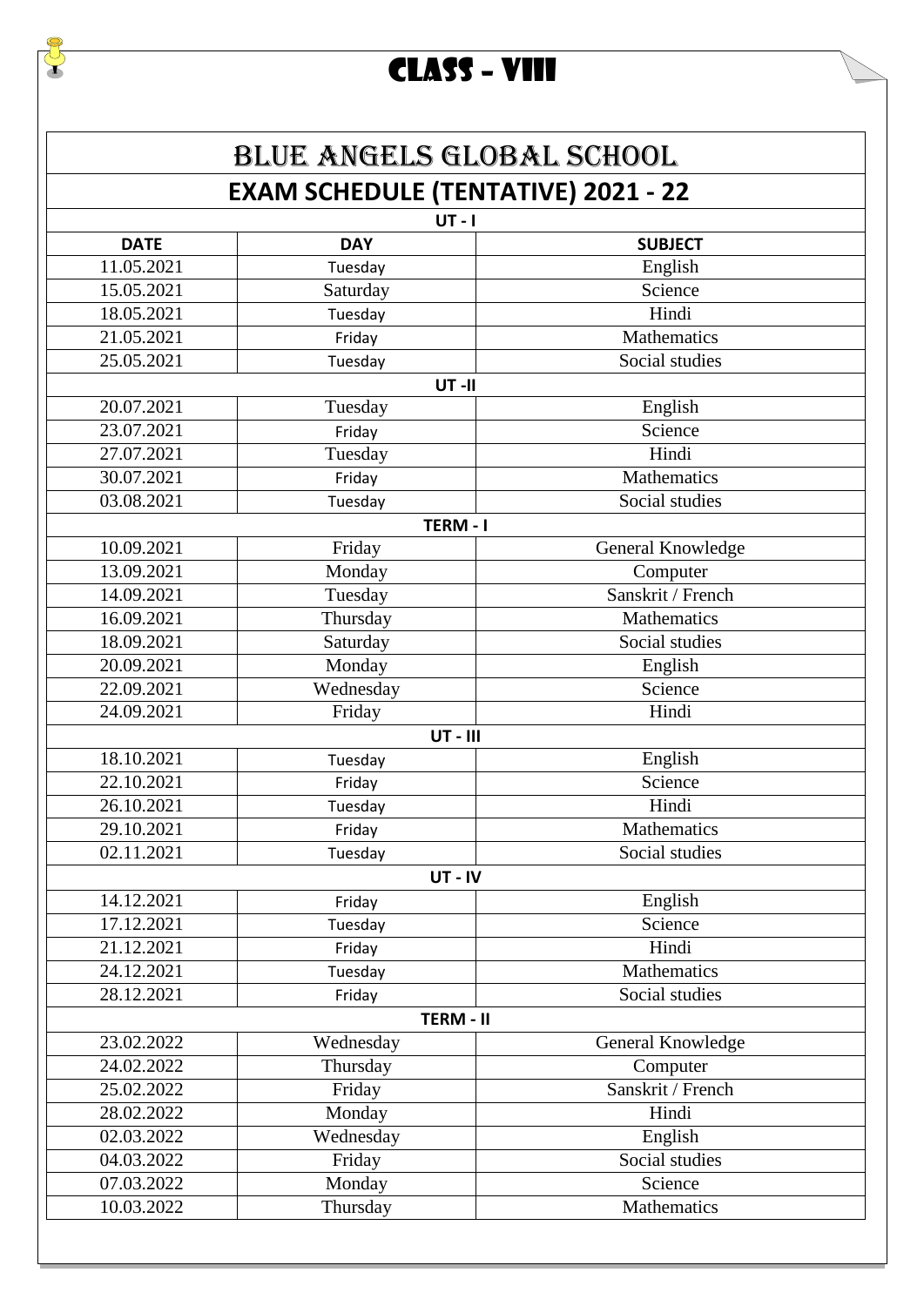# CLASS – VIII

## BLUE ANGELS GLOBAL SCHOOL

## EXAM SCHEDULE (TENTATIVE) 2021 - 22

| DATE | DAY | SUBJECT |
|---|---|---|
| **UT - I** | | |
| 11.05.2021 | Tuesday | English |
| 15.05.2021 | Saturday | Science |
| 18.05.2021 | Tuesday | Hindi |
| 21.05.2021 | Friday | Mathematics |
| 25.05.2021 | Tuesday | Social studies |
| **UT -II** | | |
| 20.07.2021 | Tuesday | English |
| 23.07.2021 | Friday | Science |
| 27.07.2021 | Tuesday | Hindi |
| 30.07.2021 | Friday | Mathematics |
| 03.08.2021 | Tuesday | Social studies |
| **TERM - I** | | |
| 10.09.2021 | Friday | General Knowledge |
| 13.09.2021 | Monday | Computer |
| 14.09.2021 | Tuesday | Sanskrit / French |
| 16.09.2021 | Thursday | Mathematics |
| 18.09.2021 | Saturday | Social studies |
| 20.09.2021 | Monday | English |
| 22.09.2021 | Wednesday | Science |
| 24.09.2021 | Friday | Hindi |
| **UT - III** | | |
| 18.10.2021 | Tuesday | English |
| 22.10.2021 | Friday | Science |
| 26.10.2021 | Tuesday | Hindi |
| 29.10.2021 | Friday | Mathematics |
| 02.11.2021 | Tuesday | Social studies |
| **UT - IV** | | |
| 14.12.2021 | Friday | English |
| 17.12.2021 | Tuesday | Science |
| 21.12.2021 | Friday | Hindi |
| 24.12.2021 | Tuesday | Mathematics |
| 28.12.2021 | Friday | Social studies |
| **TERM - II** | | |
| 23.02.2022 | Wednesday | General Knowledge |
| 24.02.2022 | Thursday | Computer |
| 25.02.2022 | Friday | Sanskrit / French |
| 28.02.2022 | Monday | Hindi |
| 02.03.2022 | Wednesday | English |
| 04.03.2022 | Friday | Social studies |
| 07.03.2022 | Monday | Science |
| 10.03.2022 | Thursday | Mathematics |